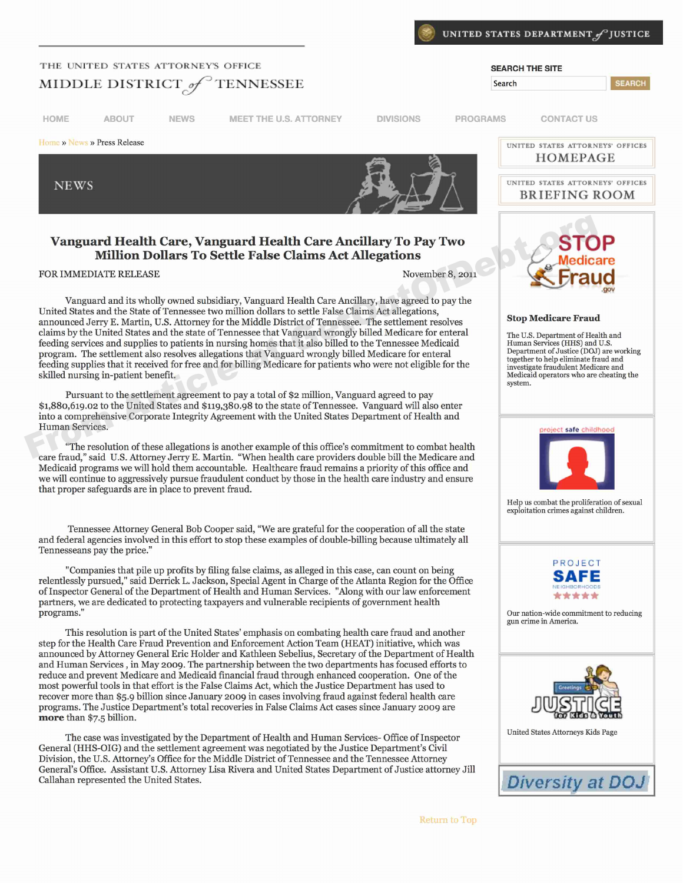UNITED STATES DEPARTMENT of JUSTICE

THE UNITED STATES ATTORNEY'S OFFICE
MIDDLE DISTRICT of TENNESSEE

SEARCH THE SITE

HOME ABOUT NEWS MEET THE U.S. ATTORNEY DIVISIONS PROGRAMS CONTACT US

Home » News » Press Release

NEWS

# Vanguard Health Care, Vanguard Health Care Ancillary To Pay Two Million Dollars To Settle False Claims Act Allegations

FOR IMMEDIATE RELEASE November 8, 2011

Vanguard and its wholly owned subsidiary, Vanguard Health Care Ancillary, have agreed to pay the United States and the State of Tennessee two million dollars to settle False Claims Act allegations, announced Jerry E. Martin, U.S. Attorney for the Middle District of Tennessee. The settlement resolves claims by the United States and the state of Tennessee that Vanguard wrongly billed Medicare for enteral feeding services and supplies to patients in nursing homes that it also billed to the Tennessee Medicaid program. The settlement also resolves allegations that Vanguard wrongly billed Medicare for enteral feeding supplies that it received for free and for billing Medicare for patients who were not eligible for the skilled nursing in-patient benefit.

Pursuant to the settlement agreement to pay a total of $2 million, Vanguard agreed to pay $1,880,619.02 to the United States and $119,380.98 to the state of Tennessee. Vanguard will also enter into a comprehensive Corporate Integrity Agreement with the United States Department of Health and Human Services.

"The resolution of these allegations is another example of this office's commitment to combat health care fraud," said U.S. Attorney Jerry E. Martin. "When health care providers double bill the Medicare and Medicaid programs we will hold them accountable. Healthcare fraud remains a priority of this office and we will continue to aggressively pursue fraudulent conduct by those in the health care industry and ensure that proper safeguards are in place to prevent fraud.

Tennessee Attorney General Bob Cooper said, "We are grateful for the cooperation of all the state and federal agencies involved in this effort to stop these examples of double-billing because ultimately all Tennesseans pay the price."

"Companies that pile up profits by filing false claims, as alleged in this case, can count on being relentlessly pursued," said Derrick L. Jackson, Special Agent in Charge of the Atlanta Region for the Office of Inspector General of the Department of Health and Human Services. "Along with our law enforcement partners, we are dedicated to protecting taxpayers and vulnerable recipients of government health programs."

This resolution is part of the United States' emphasis on combating health care fraud and another step for the Health Care Fraud Prevention and Enforcement Action Team (HEAT) initiative, which was announced by Attorney General Eric Holder and Kathleen Sebelius, Secretary of the Department of Health and Human Services , in May 2009. The partnership between the two departments has focused efforts to reduce and prevent Medicare and Medicaid financial fraud through enhanced cooperation. One of the most powerful tools in that effort is the False Claims Act, which the Justice Department has used to recover more than $5.9 billion since January 2009 in cases involving fraud against federal health care programs. The Justice Department's total recoveries in False Claims Act cases since January 2009 are **more** than $7.5 billion.

The case was investigated by the Department of Health and Human Services- Office of Inspector General (HHS-OIG) and the settlement agreement was negotiated by the Justice Department's Civil Division, the U.S. Attorney's Office for the Middle District of Tennessee and the Tennessee Attorney General's Office. Assistant U.S. Attorney Lisa Rivera and United States Department of Justice attorney Jill Callahan represented the United States.

Return to Top

UNITED STATES ATTORNEYS' OFFICES HOMEPAGE

UNITED STATES ATTORNEYS' OFFICES BRIEFING ROOM

**Stop Medicare Fraud**

The U.S. Department of Health and Human Services (HHS) and U.S. Department of Justice (DOJ) are working together to help eliminate fraud and investigate fraudulent Medicare and Medicaid operators who are cheating the system.

Help us combat the proliferation of sexual exploitation crimes against children.

Our nation-wide commitment to reducing gun crime in America.

United States Attorneys Kids Page

Diversity at DOJ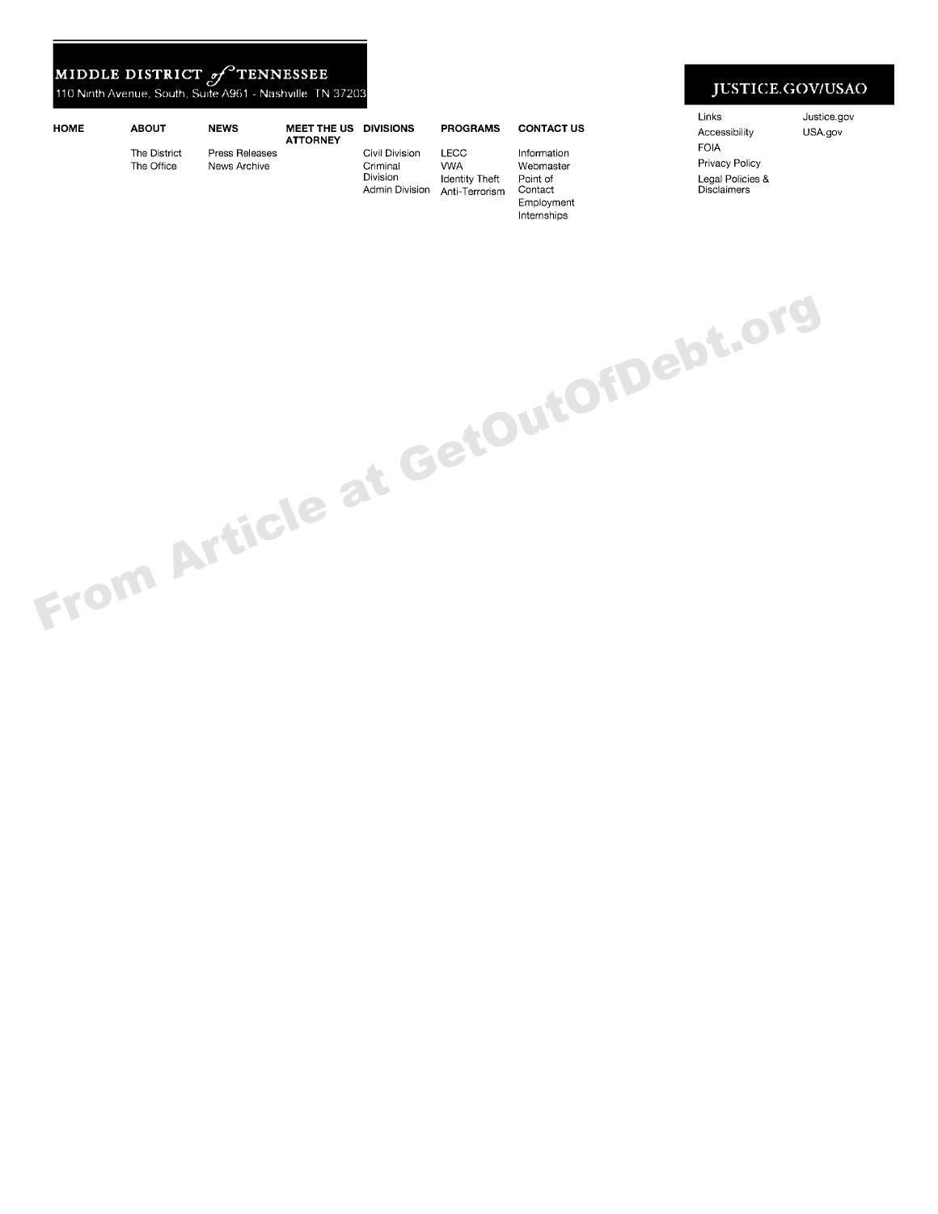MIDDLE DISTRICT *of* TENNESSEE

110 Ninth Avenue, South, Suite A961 - Nashville TN 37203

**JUSTICE.GOV/USAO**

**HOME**

**ABOUT**
- The District
- The Office

**NEWS**
- Press Releases
- News Archive

**MEET THE US ATTORNEY**

**DIVISIONS**
- Civil Division
- Criminal Division
- Admin Division

**PROGRAMS**
- LECC
- VWA
- Identity Theft
- Anti-Terrorism

**CONTACT US**
- Information
- Webmaster
- Point of Contact
- Employment
- Internships

- Links
- Accessibility
- FOIA
- Privacy Policy
- Legal Policies & Disclaimers
- Justice.gov
- USA.gov